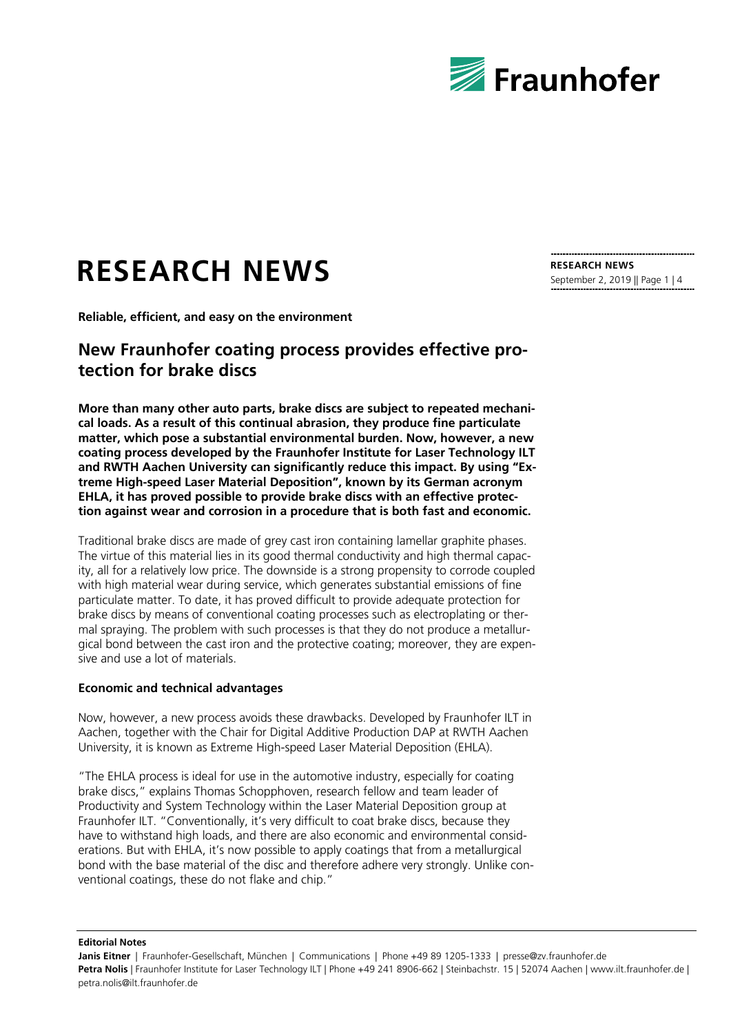# RESEARCH NEWS

**RESEARCH NEWS**
September 2, 2019

**Reliable, efficient, and easy on the environment**

## New Fraunhofer coating process provides effective protection for brake discs

**More than many other auto parts, brake discs are subject to repeated mechanical loads. As a result of this continual abrasion, they produce fine particulate matter, which pose a substantial environmental burden. Now, however, a new coating process developed by the Fraunhofer Institute for Laser Technology ILT and RWTH Aachen University can significantly reduce this impact. By using "Extreme High-speed Laser Material Deposition", known by its German acronym EHLA, it has proved possible to provide brake discs with an effective protection against wear and corrosion in a procedure that is both fast and economic.**

Traditional brake discs are made of grey cast iron containing lamellar graphite phases. The virtue of this material lies in its good thermal conductivity and high thermal capacity, all for a relatively low price. The downside is a strong propensity to corrode coupled with high material wear during service, which generates substantial emissions of fine particulate matter. To date, it has proved difficult to provide adequate protection for brake discs by means of conventional coating processes such as electroplating or thermal spraying. The problem with such processes is that they do not produce a metallurgical bond between the cast iron and the protective coating; moreover, they are expensive and use a lot of materials.

### Economic and technical advantages

Now, however, a new process avoids these drawbacks. Developed by Fraunhofer ILT in Aachen, together with the Chair for Digital Additive Production DAP at RWTH Aachen University, it is known as Extreme High-speed Laser Material Deposition (EHLA).

"The EHLA process is ideal for use in the automotive industry, especially for coating brake discs," explains Thomas Schopphoven, research fellow and team leader of Productivity and System Technology within the Laser Material Deposition group at Fraunhofer ILT. "Conventionally, it's very difficult to coat brake discs, because they have to withstand high loads, and there are also economic and environmental considerations. But with EHLA, it's now possible to apply coatings that from a metallurgical bond with the base material of the disc and therefore adhere very strongly. Unlike conventional coatings, these do not flake and chip."

**Editorial Notes**

**Janis Eitner** | Fraunhofer-Gesellschaft, München | Communications | Phone +49 89 1205-1333 | presse@zv.fraunhofer.de
**Petra Nolis** | Fraunhofer Institute for Laser Technology ILT | Phone +49 241 8906-662 | Steinbachstr. 15 | 52074 Aachen | www.ilt.fraunhofer.de | petra.nolis@ilt.fraunhofer.de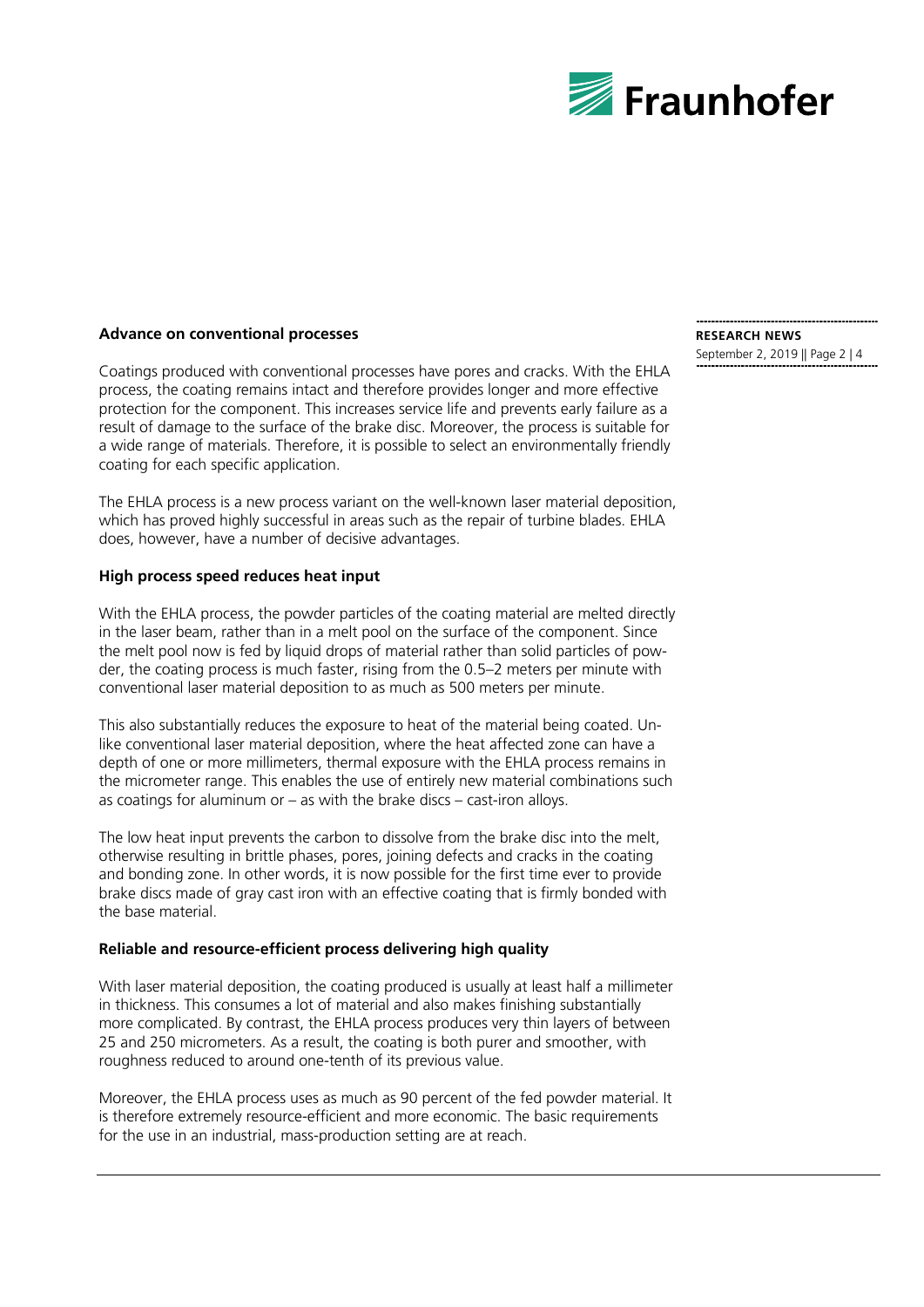### Advance on conventional processes

Coatings produced with conventional processes have pores and cracks. With the EHLA process, the coating remains intact and therefore provides longer and more effective protection for the component. This increases service life and prevents early failure as a result of damage to the surface of the brake disc. Moreover, the process is suitable for a wide range of materials. Therefore, it is possible to select an environmentally friendly coating for each specific application.

The EHLA process is a new process variant on the well-known laser material deposition, which has proved highly successful in areas such as the repair of turbine blades. EHLA does, however, have a number of decisive advantages.

### High process speed reduces heat input

With the EHLA process, the powder particles of the coating material are melted directly in the laser beam, rather than in a melt pool on the surface of the component. Since the melt pool now is fed by liquid drops of material rather than solid particles of powder, the coating process is much faster, rising from the 0.5–2 meters per minute with conventional laser material deposition to as much as 500 meters per minute.

This also substantially reduces the exposure to heat of the material being coated. Unlike conventional laser material deposition, where the heat affected zone can have a depth of one or more millimeters, thermal exposure with the EHLA process remains in the micrometer range. This enables the use of entirely new material combinations such as coatings for aluminum or – as with the brake discs – cast-iron alloys.

The low heat input prevents the carbon to dissolve from the brake disc into the melt, otherwise resulting in brittle phases, pores, joining defects and cracks in the coating and bonding zone. In other words, it is now possible for the first time ever to provide brake discs made of gray cast iron with an effective coating that is firmly bonded with the base material.

### Reliable and resource-efficient process delivering high quality

With laser material deposition, the coating produced is usually at least half a millimeter in thickness. This consumes a lot of material and also makes finishing substantially more complicated. By contrast, the EHLA process produces very thin layers of between 25 and 250 micrometers. As a result, the coating is both purer and smoother, with roughness reduced to around one-tenth of its previous value.

Moreover, the EHLA process uses as much as 90 percent of the fed powder material. It is therefore extremely resource-efficient and more economic. The basic requirements for the use in an industrial, mass-production setting are at reach.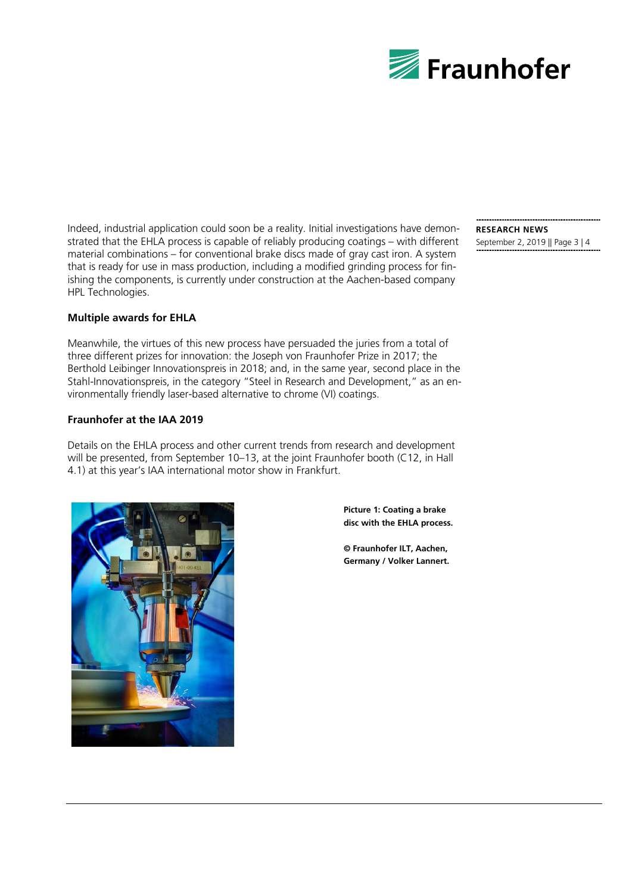Indeed, industrial application could soon be a reality. Initial investigations have demonstrated that the EHLA process is capable of reliably producing coatings – with different material combinations – for conventional brake discs made of gray cast iron. A system that is ready for use in mass production, including a modified grinding process for finishing the components, is currently under construction at the Aachen-based company HPL Technologies.

**RESEARCH NEWS**
September 2, 2019 || Page 3 | 4

### Multiple awards for EHLA

Meanwhile, the virtues of this new process have persuaded the juries from a total of three different prizes for innovation: the Joseph von Fraunhofer Prize in 2017; the Berthold Leibinger Innovationspreis in 2018; and, in the same year, second place in the Stahl-Innovationspreis, in the category "Steel in Research and Development," as an environmentally friendly laser-based alternative to chrome (VI) coatings.

### Fraunhofer at the IAA 2019

Details on the EHLA process and other current trends from research and development will be presented, from September 10–13, at the joint Fraunhofer booth (C12, in Hall 4.1) at this year's IAA international motor show in Frankfurt.

**Picture 1: Coating a brake disc with the EHLA process.**

**© Fraunhofer ILT, Aachen, Germany / Volker Lannert.**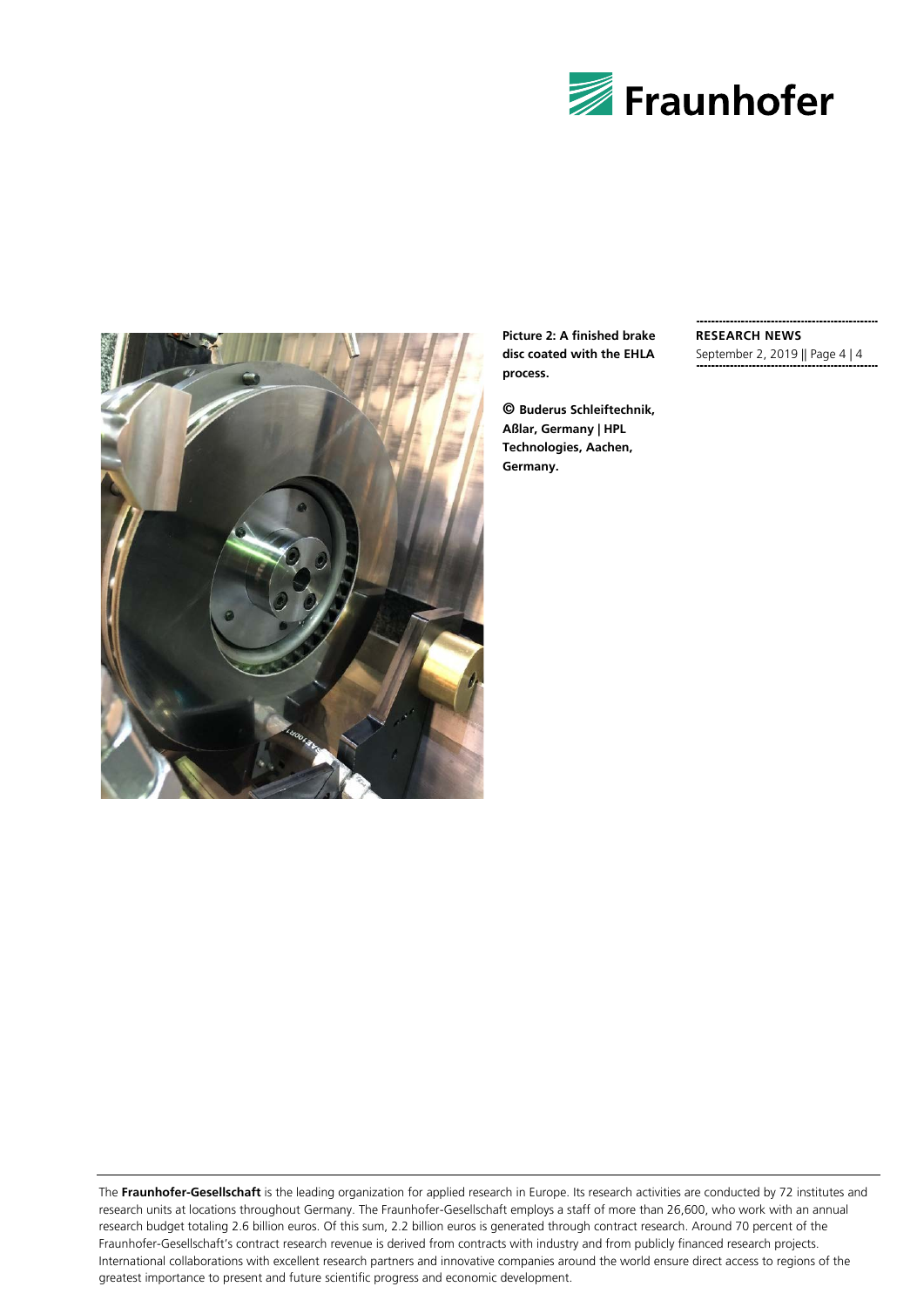**Picture 2: A finished brake disc coated with the EHLA process.**

**© Buderus Schleiftechnik, Aßlar, Germany | HPL Technologies, Aachen, Germany.**

The **Fraunhofer-Gesellschaft** is the leading organization for applied research in Europe. Its research activities are conducted by 72 institutes and research units at locations throughout Germany. The Fraunhofer-Gesellschaft employs a staff of more than 26,600, who work with an annual research budget totaling 2.6 billion euros. Of this sum, 2.2 billion euros is generated through contract research. Around 70 percent of the Fraunhofer-Gesellschaft's contract research revenue is derived from contracts with industry and from publicly financed research projects. International collaborations with excellent research partners and innovative companies around the world ensure direct access to regions of the greatest importance to present and future scientific progress and economic development.